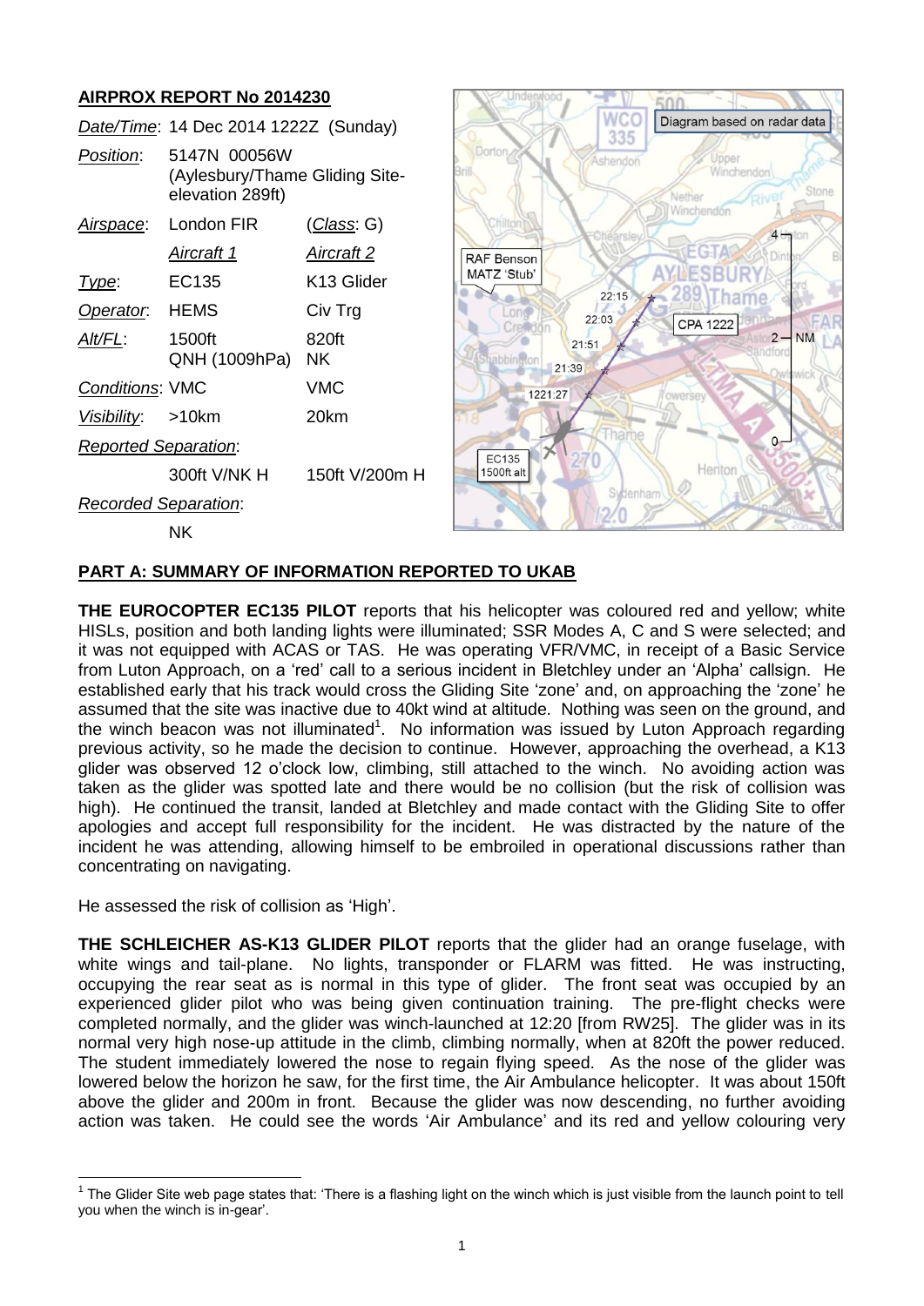# AIRPROX REPORT No 2014230

| | | |
|---|---|---|
| *Date/Time*: | 14 Dec 2014 1222Z (Sunday) | |
| *Position*: | 5147N 00056W (Aylesbury/Thame Gliding Site- elevation 289ft) | |
| *Airspace*: | London FIR | (*Class*: G) |
| | *Aircraft 1* | *Aircraft 2* |
| *Type*: | EC135 | K13 Glider |
| *Operator*: | HEMS | Civ Trg |
| *Alt/FL*: | 1500ft QNH (1009hPa) | 820ft NK |
| *Conditions*: | VMC | VMC |
| *Visibility*: | >10km | 20km |
| *Reported Separation*: | | |
| | 300ft V/NK H | 150ft V/200m H |
| *Recorded Separation*: | | |
| | NK | |

## PART A: SUMMARY OF INFORMATION REPORTED TO UKAB

**THE EUROCOPTER EC135 PILOT** reports that his helicopter was coloured red and yellow; white HISLs, position and both landing lights were illuminated; SSR Modes A, C and S were selected; and it was not equipped with ACAS or TAS. He was operating VFR/VMC, in receipt of a Basic Service from Luton Approach, on a 'red' call to a serious incident in Bletchley under an 'Alpha' callsign. He established early that his track would cross the Gliding Site 'zone' and, on approaching the 'zone' he assumed that the site was inactive due to 40kt wind at altitude. Nothing was seen on the ground, and the winch beacon was not illuminated[1]. No information was issued by Luton Approach regarding previous activity, so he made the decision to continue. However, approaching the overhead, a K13 glider was observed 12 o'clock low, climbing, still attached to the winch. No avoiding action was taken as the glider was spotted late and there would be no collision (but the risk of collision was high). He continued the transit, landed at Bletchley and made contact with the Gliding Site to offer apologies and accept full responsibility for the incident. He was distracted by the nature of the incident he was attending, allowing himself to be embroiled in operational discussions rather than concentrating on navigating.

He assessed the risk of collision as 'High'.

**THE SCHLEICHER AS-K13 GLIDER PILOT** reports that the glider had an orange fuselage, with white wings and tail-plane. No lights, transponder or FLARM was fitted. He was instructing, occupying the rear seat as is normal in this type of glider. The front seat was occupied by an experienced glider pilot who was being given continuation training. The pre-flight checks were completed normally, and the glider was winch-launched at 12:20 [from RW25]. The glider was in its normal very high nose-up attitude in the climb, climbing normally, when at 820ft the power reduced. The student immediately lowered the nose to regain flying speed. As the nose of the glider was lowered below the horizon he saw, for the first time, the Air Ambulance helicopter. It was about 150ft above the glider and 200m in front. Because the glider was now descending, no further avoiding action was taken. He could see the words 'Air Ambulance' and its red and yellow colouring very

[1] The Glider Site web page states that: 'There is a flashing light on the winch which is just visible from the launch point to tell you when the winch is in-gear'.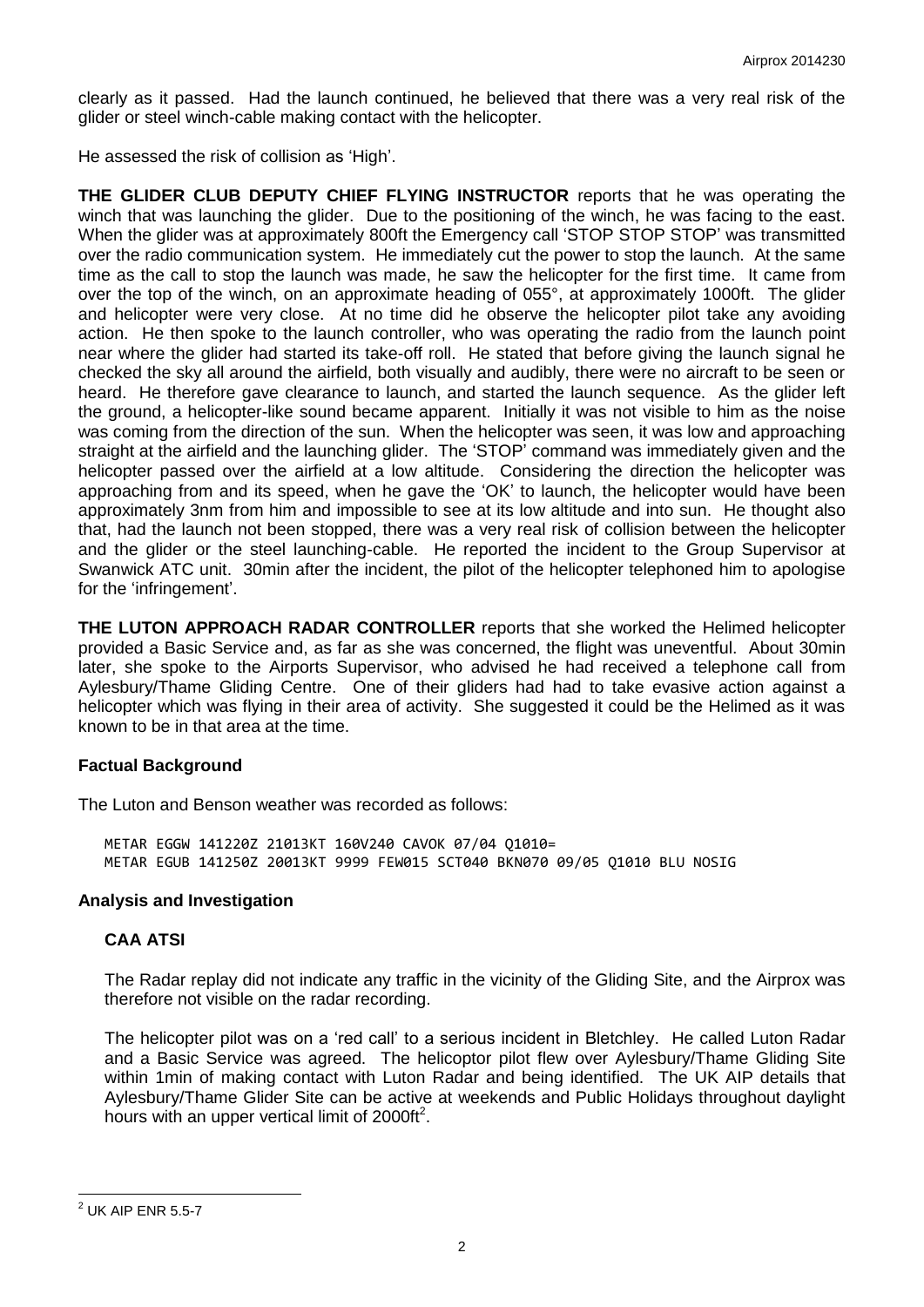clearly as it passed. Had the launch continued, he believed that there was a very real risk of the glider or steel winch-cable making contact with the helicopter.

He assessed the risk of collision as 'High'.

**THE GLIDER CLUB DEPUTY CHIEF FLYING INSTRUCTOR** reports that he was operating the winch that was launching the glider. Due to the positioning of the winch, he was facing to the east. When the glider was at approximately 800ft the Emergency call 'STOP STOP STOP' was transmitted over the radio communication system. He immediately cut the power to stop the launch. At the same time as the call to stop the launch was made, he saw the helicopter for the first time. It came from over the top of the winch, on an approximate heading of 055°, at approximately 1000ft. The glider and helicopter were very close. At no time did he observe the helicopter pilot take any avoiding action. He then spoke to the launch controller, who was operating the radio from the launch point near where the glider had started its take-off roll. He stated that before giving the launch signal he checked the sky all around the airfield, both visually and audibly, there were no aircraft to be seen or heard. He therefore gave clearance to launch, and started the launch sequence. As the glider left the ground, a helicopter-like sound became apparent. Initially it was not visible to him as the noise was coming from the direction of the sun. When the helicopter was seen, it was low and approaching straight at the airfield and the launching glider. The 'STOP' command was immediately given and the helicopter passed over the airfield at a low altitude. Considering the direction the helicopter was approaching from and its speed, when he gave the 'OK' to launch, the helicopter would have been approximately 3nm from him and impossible to see at its low altitude and into sun. He thought also that, had the launch not been stopped, there was a very real risk of collision between the helicopter and the glider or the steel launching-cable. He reported the incident to the Group Supervisor at Swanwick ATC unit. 30min after the incident, the pilot of the helicopter telephoned him to apologise for the 'infringement'.

**THE LUTON APPROACH RADAR CONTROLLER** reports that she worked the Helimed helicopter provided a Basic Service and, as far as she was concerned, the flight was uneventful. About 30min later, she spoke to the Airports Supervisor, who advised he had received a telephone call from Aylesbury/Thame Gliding Centre. One of their gliders had had to take evasive action against a helicopter which was flying in their area of activity. She suggested it could be the Helimed as it was known to be in that area at the time.

## Factual Background

The Luton and Benson weather was recorded as follows:

```
METAR EGGW 141220Z 21013KT 160V240 CAVOK 07/04 Q1010=
METAR EGUB 141250Z 20013KT 9999 FEW015 SCT040 BKN070 09/05 Q1010 BLU NOSIG
```

## Analysis and Investigation

### CAA ATSI

The Radar replay did not indicate any traffic in the vicinity of the Gliding Site, and the Airprox was therefore not visible on the radar recording.

The helicopter pilot was on a 'red call' to a serious incident in Bletchley. He called Luton Radar and a Basic Service was agreed. The helicoptor pilot flew over Aylesbury/Thame Gliding Site within 1min of making contact with Luton Radar and being identified. The UK AIP details that Aylesbury/Thame Glider Site can be active at weekends and Public Holidays throughout daylight hours with an upper vertical limit of 2000ft[2].

[2] UK AIP ENR 5.5-7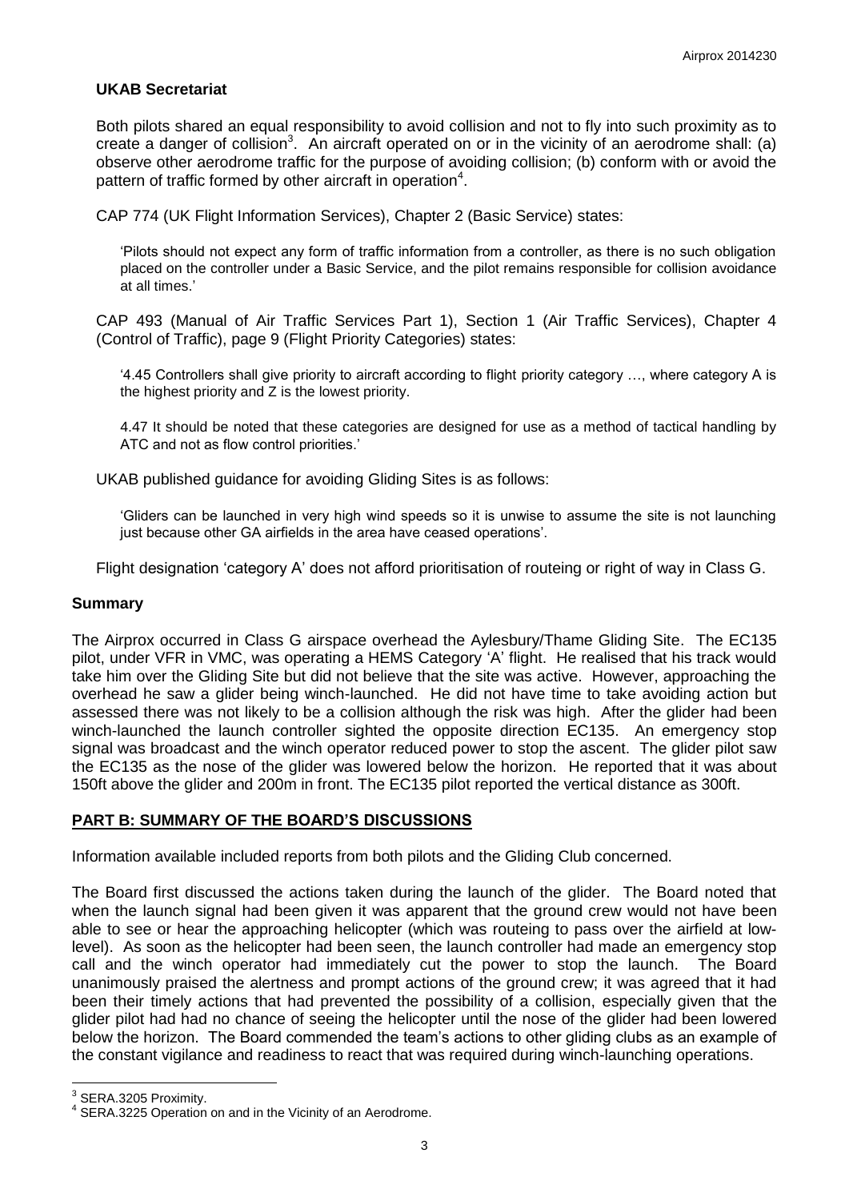### UKAB Secretariat

Both pilots shared an equal responsibility to avoid collision and not to fly into such proximity as to create a danger of collision[3]. An aircraft operated on or in the vicinity of an aerodrome shall: (a) observe other aerodrome traffic for the purpose of avoiding collision; (b) conform with or avoid the pattern of traffic formed by other aircraft in operation[4].

CAP 774 (UK Flight Information Services), Chapter 2 (Basic Service) states:

> 'Pilots should not expect any form of traffic information from a controller, as there is no such obligation placed on the controller under a Basic Service, and the pilot remains responsible for collision avoidance at all times.'

CAP 493 (Manual of Air Traffic Services Part 1), Section 1 (Air Traffic Services), Chapter 4 (Control of Traffic), page 9 (Flight Priority Categories) states:

> '4.45 Controllers shall give priority to aircraft according to flight priority category …, where category A is the highest priority and Z is the lowest priority.
>
> 4.47 It should be noted that these categories are designed for use as a method of tactical handling by ATC and not as flow control priorities.'

UKAB published guidance for avoiding Gliding Sites is as follows:

> 'Gliders can be launched in very high wind speeds so it is unwise to assume the site is not launching just because other GA airfields in the area have ceased operations'.

Flight designation 'category A' does not afford prioritisation of routeing or right of way in Class G.

## Summary

The Airprox occurred in Class G airspace overhead the Aylesbury/Thame Gliding Site. The EC135 pilot, under VFR in VMC, was operating a HEMS Category 'A' flight. He realised that his track would take him over the Gliding Site but did not believe that the site was active. However, approaching the overhead he saw a glider being winch-launched. He did not have time to take avoiding action but assessed there was not likely to be a collision although the risk was high. After the glider had been winch-launched the launch controller sighted the opposite direction EC135. An emergency stop signal was broadcast and the winch operator reduced power to stop the ascent. The glider pilot saw the EC135 as the nose of the glider was lowered below the horizon. He reported that it was about 150ft above the glider and 200m in front. The EC135 pilot reported the vertical distance as 300ft.

## PART B: SUMMARY OF THE BOARD'S DISCUSSIONS

Information available included reports from both pilots and the Gliding Club concerned.

The Board first discussed the actions taken during the launch of the glider. The Board noted that when the launch signal had been given it was apparent that the ground crew would not have been able to see or hear the approaching helicopter (which was routeing to pass over the airfield at low-level). As soon as the helicopter had been seen, the launch controller had made an emergency stop call and the winch operator had immediately cut the power to stop the launch. The Board unanimously praised the alertness and prompt actions of the ground crew; it was agreed that it had been their timely actions that had prevented the possibility of a collision, especially given that the glider pilot had had no chance of seeing the helicopter until the nose of the glider had been lowered below the horizon. The Board commended the team's actions to other gliding clubs as an example of the constant vigilance and readiness to react that was required during winch-launching operations.

---

[3] SERA.3205 Proximity.

[4] SERA.3225 Operation on and in the Vicinity of an Aerodrome.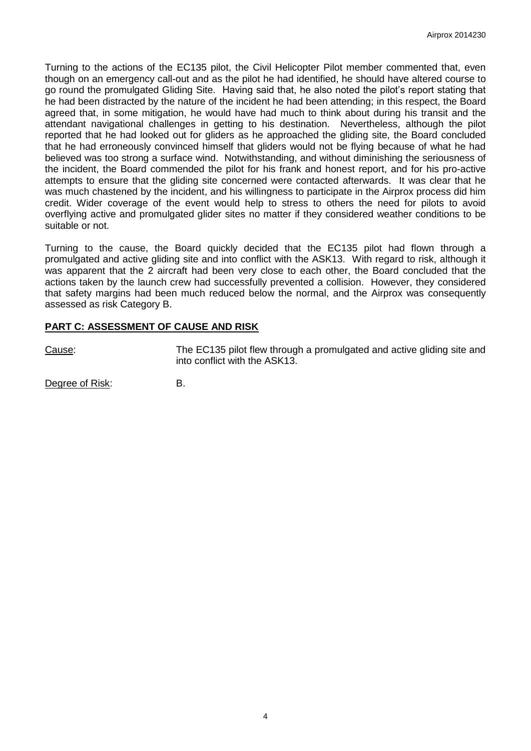Turning to the actions of the EC135 pilot, the Civil Helicopter Pilot member commented that, even though on an emergency call-out and as the pilot he had identified, he should have altered course to go round the promulgated Gliding Site. Having said that, he also noted the pilot's report stating that he had been distracted by the nature of the incident he had been attending; in this respect, the Board agreed that, in some mitigation, he would have had much to think about during his transit and the attendant navigational challenges in getting to his destination. Nevertheless, although the pilot reported that he had looked out for gliders as he approached the gliding site, the Board concluded that he had erroneously convinced himself that gliders would not be flying because of what he had believed was too strong a surface wind. Notwithstanding, and without diminishing the seriousness of the incident, the Board commended the pilot for his frank and honest report, and for his pro-active attempts to ensure that the gliding site concerned were contacted afterwards. It was clear that he was much chastened by the incident, and his willingness to participate in the Airprox process did him credit. Wider coverage of the event would help to stress to others the need for pilots to avoid overflying active and promulgated glider sites no matter if they considered weather conditions to be suitable or not.

Turning to the cause, the Board quickly decided that the EC135 pilot had flown through a promulgated and active gliding site and into conflict with the ASK13. With regard to risk, although it was apparent that the 2 aircraft had been very close to each other, the Board concluded that the actions taken by the launch crew had successfully prevented a collision. However, they considered that safety margins had been much reduced below the normal, and the Airprox was consequently assessed as risk Category B.

## PART C: ASSESSMENT OF CAUSE AND RISK

Cause: The EC135 pilot flew through a promulgated and active gliding site and into conflict with the ASK13.

Degree of Risk: B.